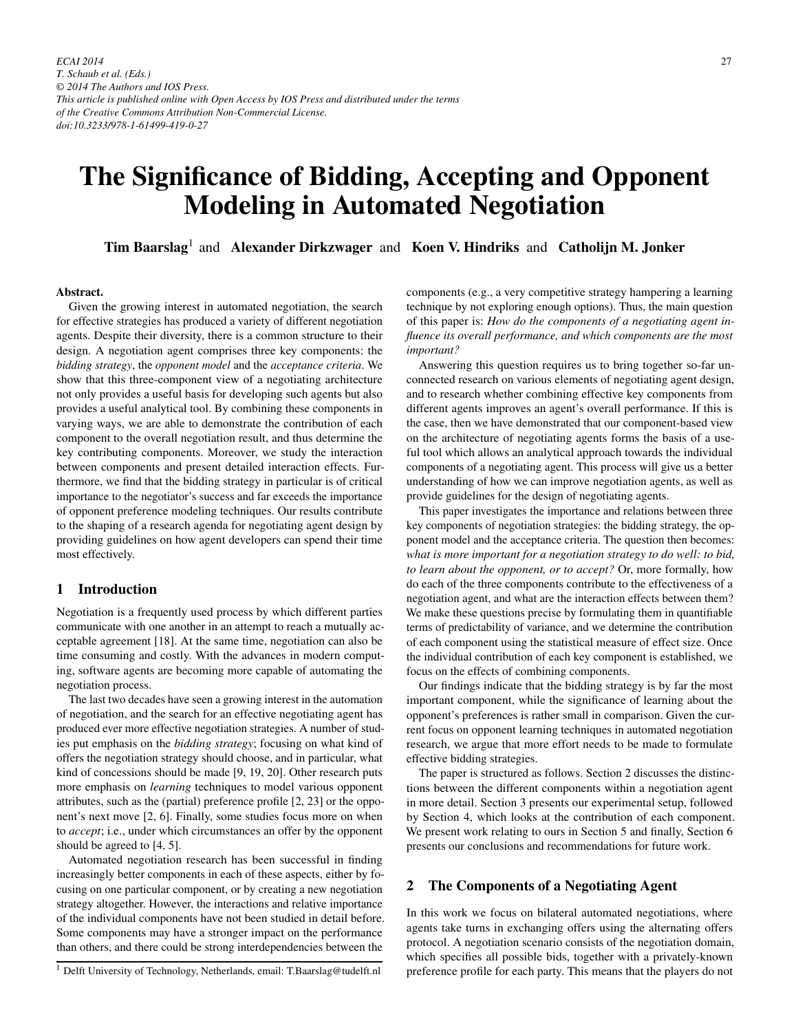# The Significance of Bidding, Accepting and Opponent Modeling in Automated Negotiation

**Tim Baarslag**[1] and **Alexander Dirkzwager** and **Koen V. Hindriks** and **Catholijn M. Jonker**

**Abstract.**

Given the growing interest in automated negotiation, the search for effective strategies has produced a variety of different negotiation agents. Despite their diversity, there is a common structure to their design. A negotiation agent comprises three key components: the *bidding strategy*, the *opponent model* and the *acceptance criteria*. We show that this three-component view of a negotiating architecture not only provides a useful basis for developing such agents but also provides a useful analytical tool. By combining these components in varying ways, we are able to demonstrate the contribution of each component to the overall negotiation result, and thus determine the key contributing components. Moreover, we study the interaction between components and present detailed interaction effects. Furthermore, we find that the bidding strategy in particular is of critical importance to the negotiator's success and far exceeds the importance of opponent preference modeling techniques. Our results contribute to the shaping of a research agenda for negotiating agent design by providing guidelines on how agent developers can spend their time most effectively.

## 1 Introduction

Negotiation is a frequently used process by which different parties communicate with one another in an attempt to reach a mutually acceptable agreement [18]. At the same time, negotiation can also be time consuming and costly. With the advances in modern computing, software agents are becoming more capable of automating the negotiation process.

The last two decades have seen a growing interest in the automation of negotiation, and the search for an effective negotiating agent has produced ever more effective negotiation strategies. A number of studies put emphasis on the *bidding strategy*; focusing on what kind of offers the negotiation strategy should choose, and in particular, what kind of concessions should be made [9, 19, 20]. Other research puts more emphasis on *learning* techniques to model various opponent attributes, such as the (partial) preference profile [2, 23] or the opponent's next move [2, 6]. Finally, some studies focus more on when to *accept*; i.e., under which circumstances an offer by the opponent should be agreed to [4, 5].

Automated negotiation research has been successful in finding increasingly better components in each of these aspects, either by focusing on one particular component, or by creating a new negotiation strategy altogether. However, the interactions and relative importance of the individual components have not been studied in detail before. Some components may have a stronger impact on the performance than others, and there could be strong interdependencies between the components (e.g., a very competitive strategy hampering a learning technique by not exploring enough options). Thus, the main question of this paper is: *How do the components of a negotiating agent influence its overall performance, and which components are the most important?*

Answering this question requires us to bring together so-far unconnected research on various elements of negotiating agent design, and to research whether combining effective key components from different agents improves an agent's overall performance. If this is the case, then we have demonstrated that our component-based view on the architecture of negotiating agents forms the basis of a useful tool which allows an analytical approach towards the individual components of a negotiating agent. This process will give us a better understanding of how we can improve negotiation agents, as well as provide guidelines for the design of negotiating agents.

This paper investigates the importance and relations between three key components of negotiation strategies: the bidding strategy, the opponent model and the acceptance criteria. The question then becomes: *what is more important for a negotiation strategy to do well: to bid, to learn about the opponent, or to accept?* Or, more formally, how do each of the three components contribute to the effectiveness of a negotiation agent, and what are the interaction effects between them? We make these questions precise by formulating them in quantifiable terms of predictability of variance, and we determine the contribution of each component using the statistical measure of effect size. Once the individual contribution of each key component is established, we focus on the effects of combining components.

Our findings indicate that the bidding strategy is by far the most important component, while the significance of learning about the opponent's preferences is rather small in comparison. Given the current focus on opponent learning techniques in automated negotiation research, we argue that more effort needs to be made to formulate effective bidding strategies.

The paper is structured as follows. Section 2 discusses the distinctions between the different components within a negotiation agent in more detail. Section 3 presents our experimental setup, followed by Section 4, which looks at the contribution of each component. We present work relating to ours in Section 5 and finally, Section 6 presents our conclusions and recommendations for future work.

## 2 The Components of a Negotiating Agent

In this work we focus on bilateral automated negotiations, where agents take turns in exchanging offers using the alternating offers protocol. A negotiation scenario consists of the negotiation domain, which specifies all possible bids, together with a privately-known preference profile for each party. This means that the players do not

[1] Delft University of Technology, Netherlands, email: T.Baarslag@tudelft.nl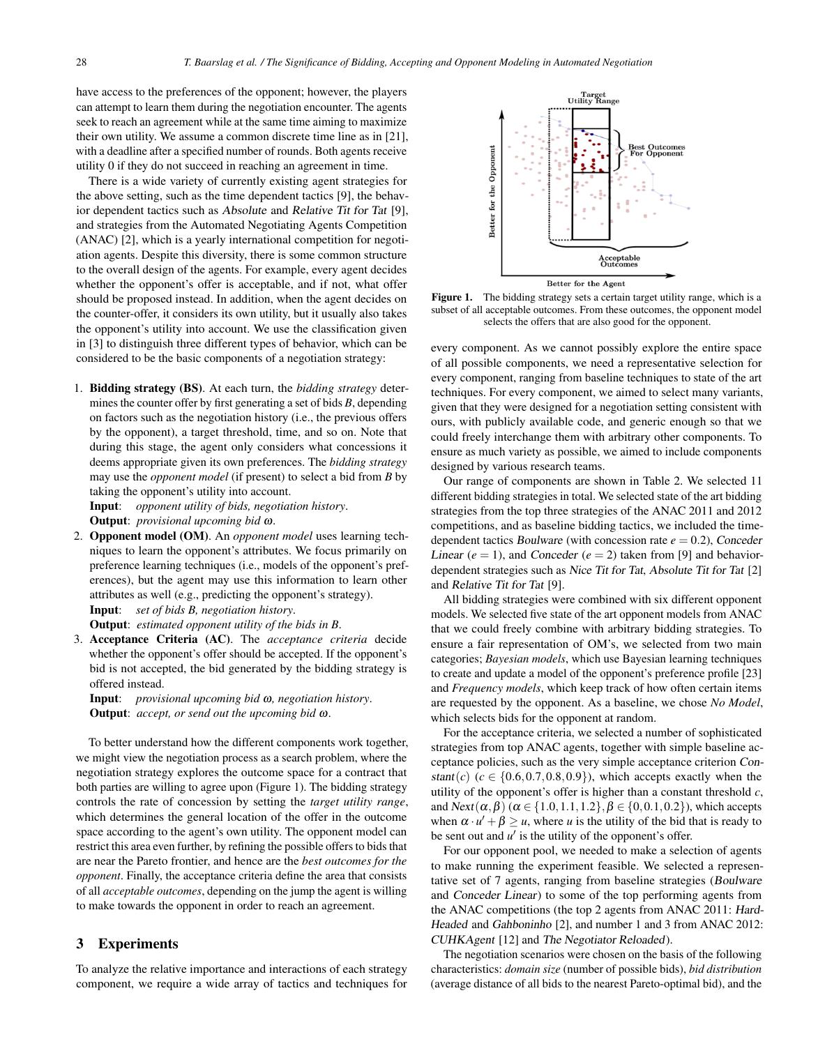have access to the preferences of the opponent; however, the players can attempt to learn them during the negotiation encounter. The agents seek to reach an agreement while at the same time aiming to maximize their own utility. We assume a common discrete time line as in [21], with a deadline after a specified number of rounds. Both agents receive utility 0 if they do not succeed in reaching an agreement in time.

There is a wide variety of currently existing agent strategies for the above setting, such as the time dependent tactics [9], the behavior dependent tactics such as *Absolute* and *Relative Tit for Tat* [9], and strategies from the Automated Negotiating Agents Competition (ANAC) [2], which is a yearly international competition for negotiation agents. Despite this diversity, there is some common structure to the overall design of the agents. For example, every agent decides whether the opponent's offer is acceptable, and if not, what offer should be proposed instead. In addition, when the agent decides on the counter-offer, it considers its own utility, but it usually also takes the opponent's utility into account. We use the classification given in [3] to distinguish three different types of behavior, which can be considered to be the basic components of a negotiation strategy:

1. **Bidding strategy (BS)**. At each turn, the *bidding strategy* determines the counter offer by first generating a set of bids $B$, depending on factors such as the negotiation history (i.e., the previous offers by the opponent), a target threshold, time, and so on. Note that during this stage, the agent only considers what concessions it deems appropriate given its own preferences. The *bidding strategy* may use the *opponent model* (if present) to select a bid from $B$ by taking the opponent's utility into account.
   **Input**: *opponent utility of bids, negotiation history*.
   **Output**: *provisional upcoming bid* $\omega$.
2. **Opponent model (OM)**. An *opponent model* uses learning techniques to learn the opponent's attributes. We focus primarily on preference learning techniques (i.e., models of the opponent's preferences), but the agent may use this information to learn other attributes as well (e.g., predicting the opponent's strategy).
   **Input**: *set of bids B, negotiation history*.
   **Output**: *estimated opponent utility of the bids in B*.
3. **Acceptance Criteria (AC)**. The *acceptance criteria* decide whether the opponent's offer should be accepted. If the opponent's bid is not accepted, the bid generated by the bidding strategy is offered instead.
   **Input**: *provisional upcoming bid* $\omega$*, negotiation history*.
   **Output**: *accept, or send out the upcoming bid* $\omega$.

To better understand how the different components work together, we might view the negotiation process as a search problem, where the negotiation strategy explores the outcome space for a contract that both parties are willing to agree upon (Figure 1). The bidding strategy controls the rate of concession by setting the *target utility range*, which determines the general location of the offer in the outcome space according to the agent's own utility. The opponent model can restrict this area even further, by refining the possible offers to bids that are near the Pareto frontier, and hence are the *best outcomes for the opponent*. Finally, the acceptance criteria define the area that consists of all *acceptable outcomes*, depending on the jump the agent is willing to make towards the opponent in order to reach an agreement.

**Figure 1.** The bidding strategy sets a certain target utility range, which is a subset of all acceptable outcomes. From these outcomes, the opponent model selects the offers that are also good for the opponent.

## 3 Experiments

To analyze the relative importance and interactions of each strategy component, we require a wide array of tactics and techniques for every component. As we cannot possibly explore the entire space of all possible components, we need a representative selection for every component, ranging from baseline techniques to state of the art techniques. For every component, we aimed to select many variants, given that they were designed for a negotiation setting consistent with ours, with publicly available code, and generic enough so that we could freely interchange them with arbitrary other components. To ensure as much variety as possible, we aimed to include components designed by various research teams.

Our range of components are shown in Table 2. We selected 11 different bidding strategies in total. We selected state of the art bidding strategies from the top three strategies of the ANAC 2011 and 2012 competitions, and as baseline bidding tactics, we included the time-dependent tactics *Boulware* (with concession rate $e = 0.2$), *Conceder Linear* ($e = 1$), and *Conceder* ($e = 2$) taken from [9] and behavior-dependent strategies such as *Nice Tit for Tat*, *Absolute Tit for Tat* [2] and *Relative Tit for Tat* [9].

All bidding strategies were combined with six different opponent models. We selected five state of the art opponent models from ANAC that we could freely combine with arbitrary bidding strategies. To ensure a fair representation of OM's, we selected from two main categories; *Bayesian models*, which use Bayesian learning techniques to create and update a model of the opponent's preference profile [23] and *Frequency models*, which keep track of how often certain items are requested by the opponent. As a baseline, we chose *No Model*, which selects bids for the opponent at random.

For the acceptance criteria, we selected a number of sophisticated strategies from top ANAC agents, together with simple baseline acceptance policies, such as the very simple acceptance criterion *Constant*$(c)$ ($c \in \{0.6, 0.7, 0.8, 0.9\}$), which accepts exactly when the utility of the opponent's offer is higher than a constant threshold $c$, and *Next*$(\alpha, \beta)$ ($\alpha \in \{1.0, 1.1, 1.2\}, \beta \in \{0, 0.1, 0.2\}$), which accepts when $\alpha \cdot u' + \beta \geq u$, where $u$ is the utility of the bid that is ready to be sent out and $u'$ is the utility of the opponent's offer.

For our opponent pool, we needed to make a selection of agents to make running the experiment feasible. We selected a representative set of 7 agents, ranging from baseline strategies (*Boulware* and *Conceder Linear*) to some of the top performing agents from the ANAC competitions (the top 2 agents from ANAC 2011: *Hard-Headed* and *Gahboninho* [2], and number 1 and 3 from ANAC 2012: *CUHKAgent* [12] and *The Negotiator Reloaded*).

The negotiation scenarios were chosen on the basis of the following characteristics: *domain size* (number of possible bids), *bid distribution* (average distance of all bids to the nearest Pareto-optimal bid), and the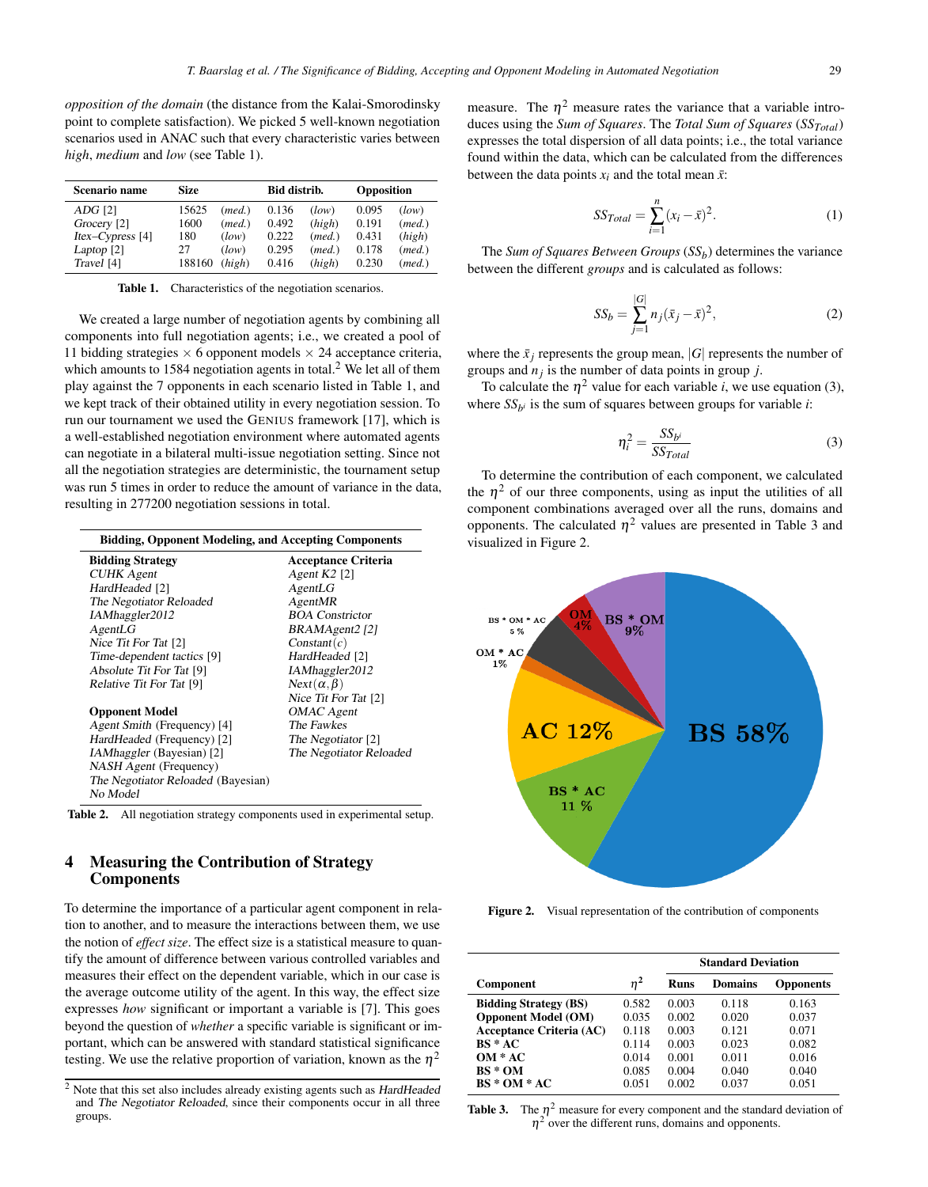*opposition of the domain* (the distance from the Kalai-Smorodinsky point to complete satisfaction). We picked 5 well-known negotiation scenarios used in ANAC such that every characteristic varies between *high*, *medium* and *low* (see Table 1).

| Scenario name | Size | | Bid distrib. | | Opposition | |
|---|---|---|---|---|---|---|
| *ADG* [2] | 15625 | (*med.*) | 0.136 | (*low*) | 0.095 | (*low*) |
| *Grocery* [2] | 1600 | (*med.*) | 0.492 | (*high*) | 0.191 | (*med.*) |
| *Itex–Cypress* [4] | 180 | (*low*) | 0.222 | (*med.*) | 0.431 | (*high*) |
| *Laptop* [2] | 27 | (*low*) | 0.295 | (*med.*) | 0.178 | (*med.*) |
| *Travel* [4] | 188160 | (*high*) | 0.416 | (*high*) | 0.230 | (*med.*) |

**Table 1.** Characteristics of the negotiation scenarios.

We created a large number of negotiation agents by combining all components into full negotiation agents; i.e., we created a pool of 11 bidding strategies × 6 opponent models × 24 acceptance criteria, which amounts to 1584 negotiation agents in total.[2] We let all of them play against the 7 opponents in each scenario listed in Table 1, and we kept track of their obtained utility in every negotiation session. To run our tournament we used the GENIUS framework [17], which is a well-established negotiation environment where automated agents can negotiate in a bilateral multi-issue negotiation setting. Since not all the negotiation strategies are deterministic, the tournament setup was run 5 times in order to reduce the amount of variance in the data, resulting in 277200 negotiation sessions in total.

| **Bidding, Opponent Modeling, and Accepting Components** | |
|---|---|
| **Bidding Strategy** | **Acceptance Criteria** |
| *CUHK Agent* | *Agent K2* [2] |
| *HardHeaded* [2] | *AgentLG* |
| *The Negotiator Reloaded* | *AgentMR* |
| *IAMhaggler2012* | *BOA Constrictor* |
| *AgentLG* | *BRAMAgent2 [2]* |
| *Nice Tit For Tat* [2] | *Constant*$(c)$ |
| *Time-dependent tactics* [9] | *HardHeaded* [2] |
| *Absolute Tit For Tat* [9] | *IAMhaggler2012* |
| *Relative Tit For Tat* [9] | *Next*$(\alpha, \beta)$ |
| | *Nice Tit For Tat* [2] |
| **Opponent Model** | *OMAC Agent* |
| *Agent Smith* (Frequency) [4] | *The Fawkes* |
| *HardHeaded* (Frequency) [2] | *The Negotiator* [2] |
| *IAMhaggler* (Bayesian) [2] | *The Negotiator Reloaded* |
| *NASH Agent* (Frequency) | |
| *The Negotiator Reloaded* (Bayesian) | |
| *No Model* | |

**Table 2.** All negotiation strategy components used in experimental setup.

## 4 Measuring the Contribution of Strategy Components

To determine the importance of a particular agent component in relation to another, and to measure the interactions between them, we use the notion of *effect size*. The effect size is a statistical measure to quantify the amount of difference between various controlled variables and measures their effect on the dependent variable, which in our case is the average outcome utility of the agent. In this way, the effect size expresses *how* significant or important a variable is [7]. This goes beyond the question of *whether* a specific variable is significant or important, which can be answered with standard statistical significance testing. We use the relative proportion of variation, known as the $\eta^2$ measure. The $\eta^2$ measure rates the variance that a variable introduces using the *Sum of Squares*. The *Total Sum of Squares* ($SS_{Total}$) expresses the total dispersion of all data points; i.e., the total variance found within the data, which can be calculated from the differences between the data points $x_i$ and the total mean $\bar{x}$:

$$SS_{Total} = \sum_{i=1}^{n} (x_i - \bar{x})^2. \tag{1}$$

The *Sum of Squares Between Groups* ($SS_b$) determines the variance between the different *groups* and is calculated as follows:

$$SS_b = \sum_{j=1}^{|G|} n_j (\bar{x}_j - \bar{x})^2, \tag{2}$$

where the $\bar{x}_j$ represents the group mean, $|G|$ represents the number of groups and $n_j$ is the number of data points in group $j$.

To calculate the $\eta^2$ value for each variable $i$, we use equation (3), where $SS_{b^i}$ is the sum of squares between groups for variable $i$:

$$\eta_i^2 = \frac{SS_{b^i}}{SS_{Total}} \tag{3}$$

To determine the contribution of each component, we calculated the $\eta^2$ of our three components, using as input the utilities of all component combinations averaged over all the runs, domains and opponents. The calculated $\eta^2$ values are presented in Table 3 and visualized in Figure 2.

**Figure 2.** Visual representation of the contribution of components

| Component | $\eta^2$ | Standard Deviation | | |
|---|---|---|---|---|
| | | Runs | Domains | Opponents |
| **Bidding Strategy (BS)** | 0.582 | 0.003 | 0.118 | 0.163 |
| **Opponent Model (OM)** | 0.035 | 0.002 | 0.020 | 0.037 |
| **Acceptance Criteria (AC)** | 0.118 | 0.003 | 0.121 | 0.071 |
| **BS * AC** | 0.114 | 0.003 | 0.023 | 0.082 |
| **OM * AC** | 0.014 | 0.001 | 0.011 | 0.016 |
| **BS * OM** | 0.085 | 0.004 | 0.040 | 0.040 |
| **BS * OM * AC** | 0.051 | 0.002 | 0.037 | 0.051 |

**Table 3.** The $\eta^2$ measure for every component and the standard deviation of $\eta^2$ over the different runs, domains and opponents.

[2] Note that this set also includes already existing agents such as *HardHeaded* and *The Negotiator Reloaded*, since their components occur in all three groups.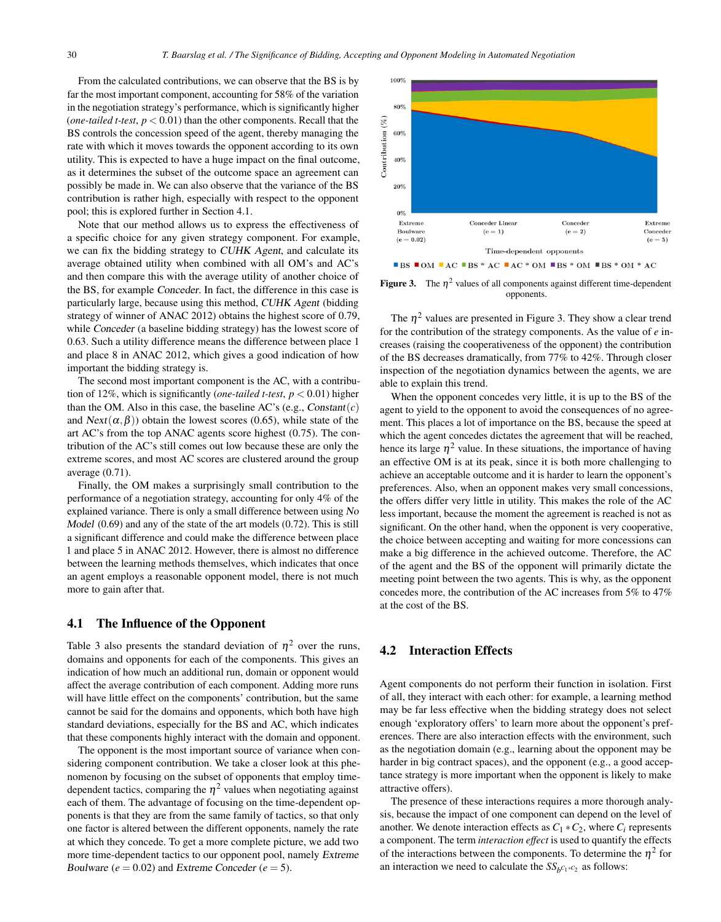From the calculated contributions, we can observe that the BS is by far the most important component, accounting for 58% of the variation in the negotiation strategy's performance, which is significantly higher (*one-tailed t-test*, $p < 0.01$) than the other components. Recall that the BS controls the concession speed of the agent, thereby managing the rate with which it moves towards the opponent according to its own utility. This is expected to have a huge impact on the final outcome, as it determines the subset of the outcome space an agreement can possibly be made in. We can also observe that the variance of the BS contribution is rather high, especially with respect to the opponent pool; this is explored further in Section 4.1.

Note that our method allows us to express the effectiveness of a specific choice for any given strategy component. For example, we can fix the bidding strategy to *CUHK Agent*, and calculate its average obtained utility when combined with all OM's and AC's and then compare this with the average utility of another choice of the BS, for example *Conceder*. In fact, the difference in this case is particularly large, because using this method, *CUHK Agent* (bidding strategy of winner of ANAC 2012) obtains the highest score of 0.79, while *Conceder* (a baseline bidding strategy) has the lowest score of 0.63. Such a utility difference means the difference between place 1 and place 8 in ANAC 2012, which gives a good indication of how important the bidding strategy is.

The second most important component is the AC, with a contribution of 12%, which is significantly (*one-tailed t-test*, $p < 0.01$) higher than the OM. Also in this case, the baseline AC's (e.g., $Constant(c)$ and $Next(\alpha, \beta)$) obtain the lowest scores (0.65), while state of the art AC's from the top ANAC agents score highest (0.75). The contribution of the AC's still comes out low because these are only the extreme scores, and most AC scores are clustered around the group average (0.71).

Finally, the OM makes a surprisingly small contribution to the performance of a negotiation strategy, accounting for only 4% of the explained variance. There is only a small difference between using *No Model* (0.69) and any of the state of the art models (0.72). This is still a significant difference and could make the difference between place 1 and place 5 in ANAC 2012. However, there is almost no difference between the learning methods themselves, which indicates that once an agent employs a reasonable opponent model, there is not much more to gain after that.

## 4.1 The Influence of the Opponent

Table 3 also presents the standard deviation of $\eta^2$ over the runs, domains and opponents for each of the components. This gives an indication of how much an additional run, domain or opponent would affect the average contribution of each component. Adding more runs will have little effect on the components' contribution, but the same cannot be said for the domains and opponents, which both have high standard deviations, especially for the BS and AC, which indicates that these components highly interact with the domain and opponent.

The opponent is the most important source of variance when considering component contribution. We take a closer look at this phenomenon by focusing on the subset of opponents that employ time-dependent tactics, comparing the $\eta^2$ values when negotiating against each of them. The advantage of focusing on the time-dependent opponents is that they are from the same family of tactics, so that only one factor is altered between the different opponents, namely the rate at which they concede. To get a more complete picture, we add two more time-dependent tactics to our opponent pool, namely *Extreme Boulware* ($e = 0.02$) and *Extreme Conceder* ($e = 5$).

**Figure 3.** The $\eta^2$ values of all components against different time-dependent opponents.

The $\eta^2$ values are presented in Figure 3. They show a clear trend for the contribution of the strategy components. As the value of $e$ increases (raising the cooperativeness of the opponent) the contribution of the BS decreases dramatically, from 77% to 42%. Through closer inspection of the negotiation dynamics between the agents, we are able to explain this trend.

When the opponent concedes very little, it is up to the BS of the agent to yield to the opponent to avoid the consequences of no agreement. This places a lot of importance on the BS, because the speed at which the agent concedes dictates the agreement that will be reached, hence its large $\eta^2$ value. In these situations, the importance of having an effective OM is at its peak, since it is both more challenging to achieve an acceptable outcome and it is harder to learn the opponent's preferences. Also, when an opponent makes very small concessions, the offers differ very little in utility. This makes the role of the AC less important, because the moment the agreement is reached is not as significant. On the other hand, when the opponent is very cooperative, the choice between accepting and waiting for more concessions can make a big difference in the achieved outcome. Therefore, the AC of the agent and the BS of the opponent will primarily dictate the meeting point between the two agents. This is why, as the opponent concedes more, the contribution of the AC increases from 5% to 47% at the cost of the BS.

## 4.2 Interaction Effects

Agent components do not perform their function in isolation. First of all, they interact with each other: for example, a learning method may be far less effective when the bidding strategy does not select enough 'exploratory offers' to learn more about the opponent's preferences. There are also interaction effects with the environment, such as the negotiation domain (e.g., learning about the opponent may be harder in big contract spaces), and the opponent (e.g., a good acceptance strategy is more important when the opponent is likely to make attractive offers).

The presence of these interactions requires a more thorough analysis, because the impact of one component can depend on the level of another. We denote interaction effects as $C_1 * C_2$, where $C_i$ represents a component. The term *interaction effect* is used to quantify the effects of the interactions between the components. To determine the $\eta^2$ for an interaction we need to calculate the $SS_{b^{C_1 * C_2}}$ as follows: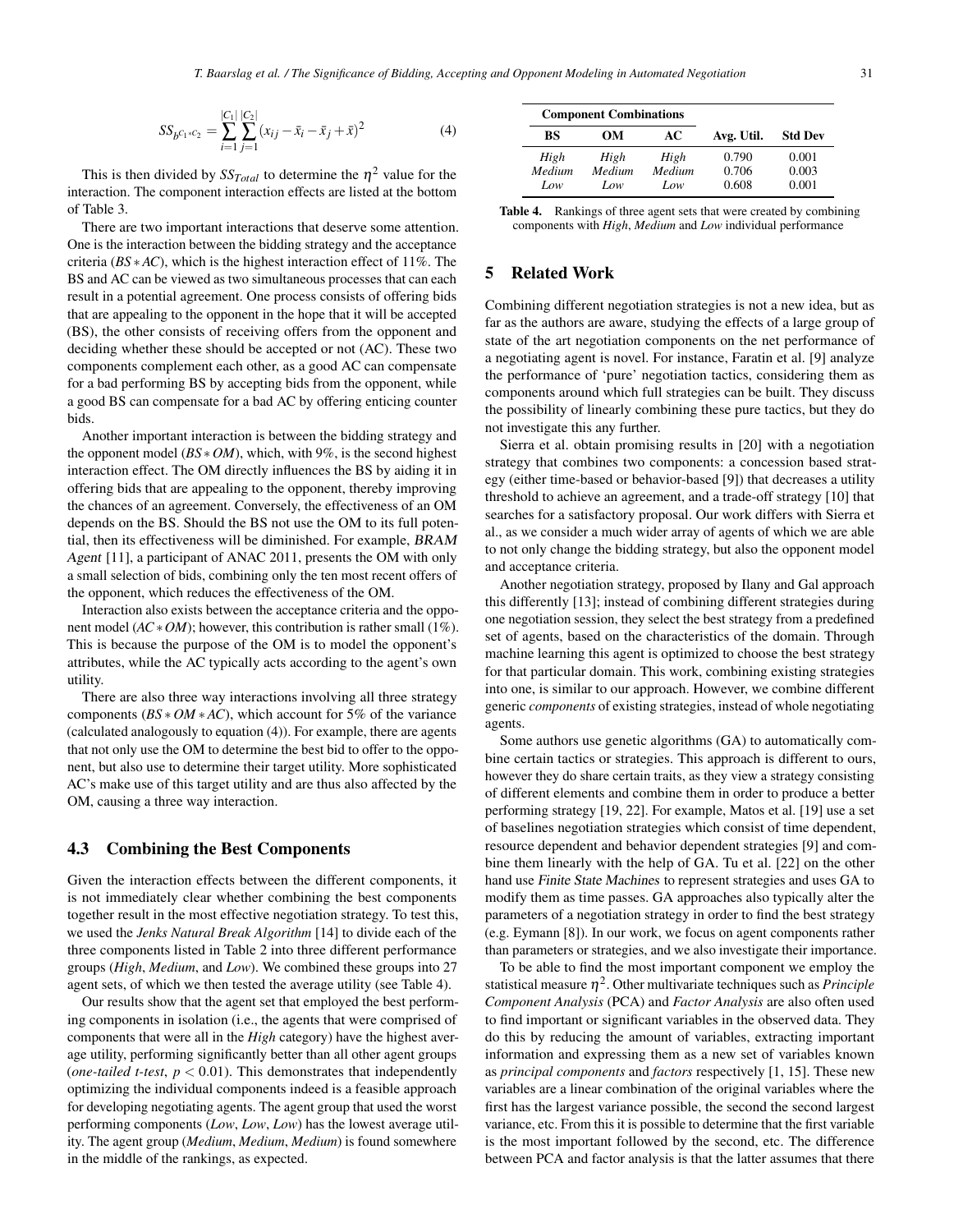$$SS_{b^{C_1 * C_2}} = \sum_{i=1}^{|C_1|} \sum_{j=1}^{|C_2|} (x_{ij} - \bar{x}_i - \bar{x}_j + \bar{x})^2 \tag{4}$$

This is then divided by $SS_{Total}$ to determine the $\eta^2$ value for the interaction. The component interaction effects are listed at the bottom of Table 3.

There are two important interactions that deserve some attention. One is the interaction between the bidding strategy and the acceptance criteria (*BS ∗ AC*), which is the highest interaction effect of 11%. The BS and AC can be viewed as two simultaneous processes that can each result in a potential agreement. One process consists of offering bids that are appealing to the opponent in the hope that it will be accepted (BS), the other consists of receiving offers from the opponent and deciding whether these should be accepted or not (AC). These two components complement each other, as a good AC can compensate for a bad performing BS by accepting bids from the opponent, while a good BS can compensate for a bad AC by offering enticing counter bids.

Another important interaction is between the bidding strategy and the opponent model (*BS ∗ OM*), which, with 9%, is the second highest interaction effect. The OM directly influences the BS by aiding it in offering bids that are appealing to the opponent, thereby improving the chances of an agreement. Conversely, the effectiveness of an OM depends on the BS. Should the BS not use the OM to its full potential, then its effectiveness will be diminished. For example, *BRAM Agent* [11], a participant of ANAC 2011, presents the OM with only a small selection of bids, combining only the ten most recent offers of the opponent, which reduces the effectiveness of the OM.

Interaction also exists between the acceptance criteria and the opponent model (*AC ∗ OM*); however, this contribution is rather small (1%). This is because the purpose of the OM is to model the opponent's attributes, while the AC typically acts according to the agent's own utility.

There are also three way interactions involving all three strategy components (*BS ∗ OM ∗ AC*), which account for 5% of the variance (calculated analogously to equation (4)). For example, there are agents that not only use the OM to determine the best bid to offer to the opponent, but also use to determine their target utility. More sophisticated AC's make use of this target utility and are thus also affected by the OM, causing a three way interaction.

### 4.3 Combining the Best Components

Given the interaction effects between the different components, it is not immediately clear whether combining the best components together result in the most effective negotiation strategy. To test this, we used the *Jenks Natural Break Algorithm* [14] to divide each of the three components listed in Table 2 into three different performance groups (*High*, *Medium*, and *Low*). We combined these groups into 27 agent sets, of which we then tested the average utility (see Table 4).

Our results show that the agent set that employed the best performing components in isolation (i.e., the agents that were comprised of components that were all in the *High* category) have the highest average utility, performing significantly better than all other agent groups (*one-tailed t-test*, $p < 0.01$). This demonstrates that independently optimizing the individual components indeed is a feasible approach for developing negotiating agents. The agent group that used the worst performing components (*Low*, *Low*, *Low*) has the lowest average utility. The agent group (*Medium*, *Medium*, *Medium*) is found somewhere in the middle of the rankings, as expected.

| Component Combinations | | | | |
|---|---|---|---|---|
| **BS** | **OM** | **AC** | **Avg. Util.** | **Std Dev** |
| *High* | *High* | *High* | 0.790 | 0.001 |
| *Medium* | *Medium* | *Medium* | 0.706 | 0.003 |
| *Low* | *Low* | *Low* | 0.608 | 0.001 |

**Table 4.** Rankings of three agent sets that were created by combining components with *High*, *Medium* and *Low* individual performance

## 5 Related Work

Combining different negotiation strategies is not a new idea, but as far as the authors are aware, studying the effects of a large group of state of the art negotiation components on the net performance of a negotiating agent is novel. For instance, Faratin et al. [9] analyze the performance of 'pure' negotiation tactics, considering them as components around which full strategies can be built. They discuss the possibility of linearly combining these pure tactics, but they do not investigate this any further.

Sierra et al. obtain promising results in [20] with a negotiation strategy that combines two components: a concession based strategy (either time-based or behavior-based [9]) that decreases a utility threshold to achieve an agreement, and a trade-off strategy [10] that searches for a satisfactory proposal. Our work differs with Sierra et al., as we consider a much wider array of agents of which we are able to not only change the bidding strategy, but also the opponent model and acceptance criteria.

Another negotiation strategy, proposed by Ilany and Gal approach this differently [13]; instead of combining different strategies during one negotiation session, they select the best strategy from a predefined set of agents, based on the characteristics of the domain. Through machine learning this agent is optimized to choose the best strategy for that particular domain. This work, combining existing strategies into one, is similar to our approach. However, we combine different generic *components* of existing strategies, instead of whole negotiating agents.

Some authors use genetic algorithms (GA) to automatically combine certain tactics or strategies. This approach is different to ours, however they do share certain traits, as they view a strategy consisting of different elements and combine them in order to produce a better performing strategy [19, 22]. For example, Matos et al. [19] use a set of baselines negotiation strategies which consist of time dependent, resource dependent and behavior dependent strategies [9] and combine them linearly with the help of GA. Tu et al. [22] on the other hand use *Finite State Machines* to represent strategies and uses GA to modify them as time passes. GA approaches also typically alter the parameters of a negotiation strategy in order to find the best strategy (e.g. Eymann [8]). In our work, we focus on agent components rather than parameters or strategies, and we also investigate their importance.

To be able to find the most important component we employ the statistical measure $\eta^2$. Other multivariate techniques such as *Principle Component Analysis* (PCA) and *Factor Analysis* are also often used to find important or significant variables in the observed data. They do this by reducing the amount of variables, extracting important information and expressing them as a new set of variables known as *principal components* and *factors* respectively [1, 15]. These new variables are a linear combination of the original variables where the first has the largest variance possible, the second the second largest variance, etc. From this it is possible to determine that the first variable is the most important followed by the second, etc. The difference between PCA and factor analysis is that the latter assumes that there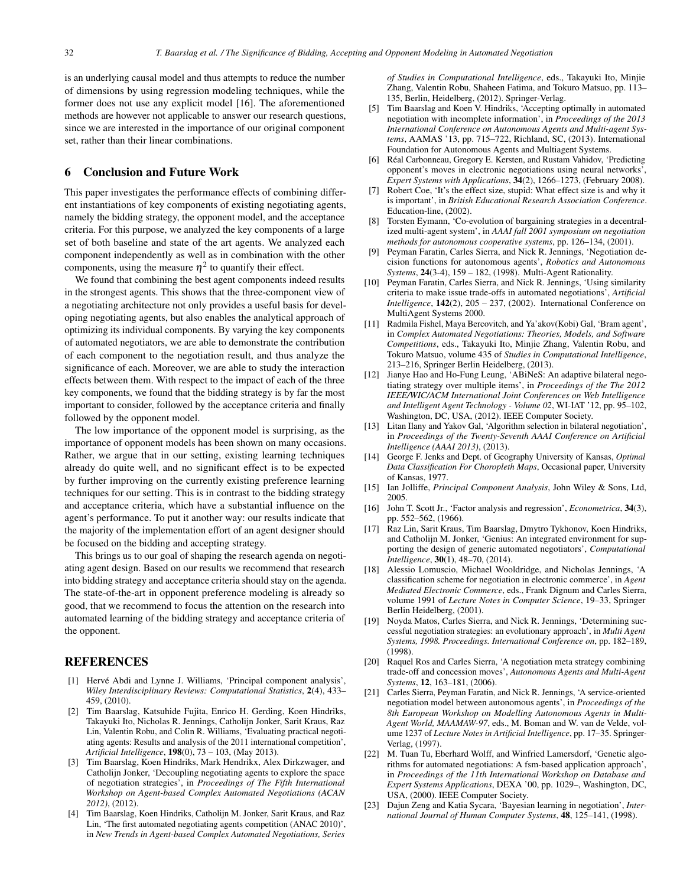is an underlying causal model and thus attempts to reduce the number of dimensions by using regression modeling techniques, while the former does not use any explicit model [16]. The aforementioned methods are however not applicable to answer our research questions, since we are interested in the importance of our original component set, rather than their linear combinations.

## 6 Conclusion and Future Work

This paper investigates the performance effects of combining different instantiations of key components of existing negotiating agents, namely the bidding strategy, the opponent model, and the acceptance criteria. For this purpose, we analyzed the key components of a large set of both baseline and state of the art agents. We analyzed each component independently as well as in combination with the other components, using the measure $\eta^2$ to quantify their effect.

We found that combining the best agent components indeed results in the strongest agents. This shows that the three-component view of a negotiating architecture not only provides a useful basis for developing negotiating agents, but also enables the analytical approach of optimizing its individual components. By varying the key components of automated negotiators, we are able to demonstrate the contribution of each component to the negotiation result, and thus analyze the significance of each. Moreover, we are able to study the interaction effects between them. With respect to the impact of each of the three key components, we found that the bidding strategy is by far the most important to consider, followed by the acceptance criteria and finally followed by the opponent model.

The low importance of the opponent model is surprising, as the importance of opponent models has been shown on many occasions. Rather, we argue that in our setting, existing learning techniques already do quite well, and no significant effect is to be expected by further improving on the currently existing preference learning techniques for our setting. This is in contrast to the bidding strategy and acceptance criteria, which have a substantial influence on the agent's performance. To put it another way: our results indicate that the majority of the implementation effort of an agent designer should be focused on the bidding and accepting strategy.

This brings us to our goal of shaping the research agenda on negotiating agent design. Based on our results we recommend that research into bidding strategy and acceptance criteria should stay on the agenda. The state-of-the-art in opponent preference modeling is already so good, that we recommend to focus the attention on the research into automated learning of the bidding strategy and acceptance criteria of the opponent.

## REFERENCES

[1] Hervé Abdi and Lynne J. Williams, 'Principal component analysis', *Wiley Interdisciplinary Reviews: Computational Statistics*, **2**(4), 433–459, (2010).

[2] Tim Baarslag, Katsuhide Fujita, Enrico H. Gerding, Koen Hindriks, Takayuki Ito, Nicholas R. Jennings, Catholijn Jonker, Sarit Kraus, Raz Lin, Valentin Robu, and Colin R. Williams, 'Evaluating practical negotiating agents: Results and analysis of the 2011 international competition', *Artificial Intelligence*, **198**(0), 73 – 103, (May 2013).

[3] Tim Baarslag, Koen Hindriks, Mark Hendrikx, Alex Dirkzwager, and Catholijn Jonker, 'Decoupling negotiating agents to explore the space of negotiation strategies', in *Proceedings of The Fifth International Workshop on Agent-based Complex Automated Negotiations (ACAN 2012)*, (2012).

[4] Tim Baarslag, Koen Hindriks, Catholijn M. Jonker, Sarit Kraus, and Raz Lin, 'The first automated negotiating agents competition (ANAC 2010)', in *New Trends in Agent-based Complex Automated Negotiations, Series of Studies in Computational Intelligence*, eds., Takayuki Ito, Minjie Zhang, Valentin Robu, Shaheen Fatima, and Tokuro Matsuo, pp. 113–135, Berlin, Heidelberg, (2012). Springer-Verlag.

[5] Tim Baarslag and Koen V. Hindriks, 'Accepting optimally in automated negotiation with incomplete information', in *Proceedings of the 2013 International Conference on Autonomous Agents and Multi-agent Systems*, AAMAS '13, pp. 715–722, Richland, SC, (2013). International Foundation for Autonomous Agents and Multiagent Systems.

[6] Réal Carbonneau, Gregory E. Kersten, and Rustam Vahidov, 'Predicting opponent's moves in electronic negotiations using neural networks', *Expert Systems with Applications*, **34**(2), 1266–1273, (February 2008).

[7] Robert Coe, 'It's the effect size, stupid: What effect size is and why it is important', in *British Educational Research Association Conference*. Education-line, (2002).

[8] Torsten Eymann, 'Co-evolution of bargaining strategies in a decentralized multi-agent system', in *AAAI fall 2001 symposium on negotiation methods for autonomous cooperative systems*, pp. 126–134, (2001).

[9] Peyman Faratin, Carles Sierra, and Nick R. Jennings, 'Negotiation decision functions for autonomous agents', *Robotics and Autonomous Systems*, **24**(3-4), 159 – 182, (1998). Multi-Agent Rationality.

[10] Peyman Faratin, Carles Sierra, and Nick R. Jennings, 'Using similarity criteria to make issue trade-offs in automated negotiations', *Artificial Intelligence*, **142**(2), 205 – 237, (2002). International Conference on MultiAgent Systems 2000.

[11] Radmila Fishel, Maya Bercovitch, and Ya'akov(Kobi) Gal, 'Bram agent', in *Complex Automated Negotiations: Theories, Models, and Software Competitions*, eds., Takayuki Ito, Minjie Zhang, Valentin Robu, and Tokuro Matsuo, volume 435 of *Studies in Computational Intelligence*, 213–216, Springer Berlin Heidelberg, (2013).

[12] Jianye Hao and Ho-Fung Leung, 'ABiNeS: An adaptive bilateral negotiating strategy over multiple items', in *Proceedings of the The 2012 IEEE/WIC/ACM International Joint Conferences on Web Intelligence and Intelligent Agent Technology - Volume 02*, WI-IAT '12, pp. 95–102, Washington, DC, USA, (2012). IEEE Computer Society.

[13] Litan Ilany and Yakov Gal, 'Algorithm selection in bilateral negotiation', in *Proceedings of the Twenty-Seventh AAAI Conference on Artificial Intelligence (AAAI 2013)*, (2013).

[14] George F. Jenks and Dept. of Geography University of Kansas, *Optimal Data Classification For Choropleth Maps*, Occasional paper, University of Kansas, 1977.

[15] Ian Jolliffe, *Principal Component Analysis*, John Wiley & Sons, Ltd, 2005.

[16] John T. Scott Jr., 'Factor analysis and regression', *Econometrica*, **34**(3), pp. 552–562, (1966).

[17] Raz Lin, Sarit Kraus, Tim Baarslag, Dmytro Tykhonov, Koen Hindriks, and Catholijn M. Jonker, 'Genius: An integrated environment for supporting the design of generic automated negotiators', *Computational Intelligence*, **30**(1), 48–70, (2014).

[18] Alessio Lomuscio, Michael Wooldridge, and Nicholas Jennings, 'A classification scheme for negotiation in electronic commerce', in *Agent Mediated Electronic Commerce*, eds., Frank Dignum and Carles Sierra, volume 1991 of *Lecture Notes in Computer Science*, 19–33, Springer Berlin Heidelberg, (2001).

[19] Noyda Matos, Carles Sierra, and Nick R. Jennings, 'Determining successful negotiation strategies: an evolutionary approach', in *Multi Agent Systems, 1998. Proceedings. International Conference on*, pp. 182–189, (1998).

[20] Raquel Ros and Carles Sierra, 'A negotiation meta strategy combining trade-off and concession moves', *Autonomous Agents and Multi-Agent Systems*, **12**, 163–181, (2006).

[21] Carles Sierra, Peyman Faratin, and Nick R. Jennings, 'A service-oriented negotiation model between autonomous agents', in *Proceedings of the 8th European Workshop on Modelling Autonomous Agents in Multi-Agent World, MAAMAW-97*, eds., M. Boman and W. van de Velde, volume 1237 of *Lecture Notes in Artificial Intelligence*, pp. 17–35. Springer-Verlag, (1997).

[22] M. Tuan Tu, Eberhard Wolff, and Winfried Lamersdorf, 'Genetic algorithms for automated negotiations: A fsm-based application approach', in *Proceedings of the 11th International Workshop on Database and Expert Systems Applications*, DEXA '00, pp. 1029–, Washington, DC, USA, (2000). IEEE Computer Society.

[23] Dajun Zeng and Katia Sycara, 'Bayesian learning in negotiation', *International Journal of Human Computer Systems*, **48**, 125–141, (1998).